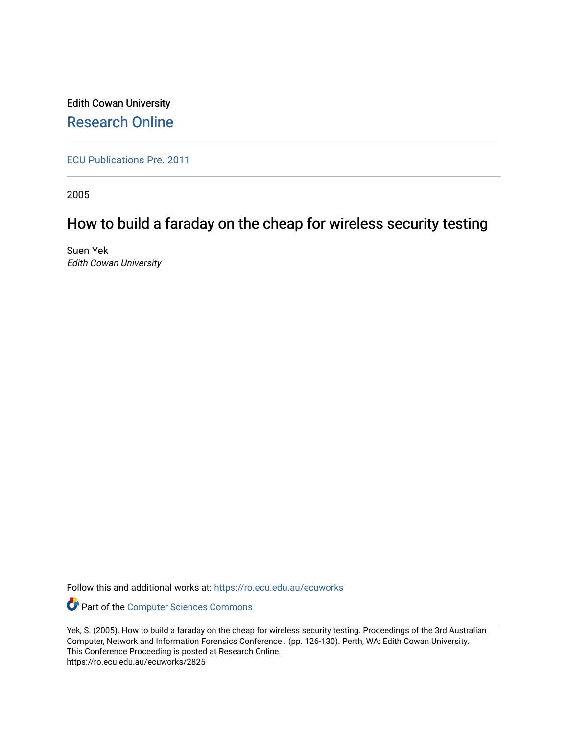Edith Cowan University

## Research Online

ECU Publications Pre. 2011

2005

# How to build a faraday on the cheap for wireless security testing

Suen Yek
*Edith Cowan University*

Follow this and additional works at: https://ro.ecu.edu.au/ecuworks

Part of the Computer Sciences Commons

Yek, S. (2005). How to build a faraday on the cheap for wireless security testing. Proceedings of the 3rd Australian Computer, Network and Information Forensics Conference . (pp. 126-130). Perth, WA: Edith Cowan University.
This Conference Proceeding is posted at Research Online.
https://ro.ecu.edu.au/ecuworks/2825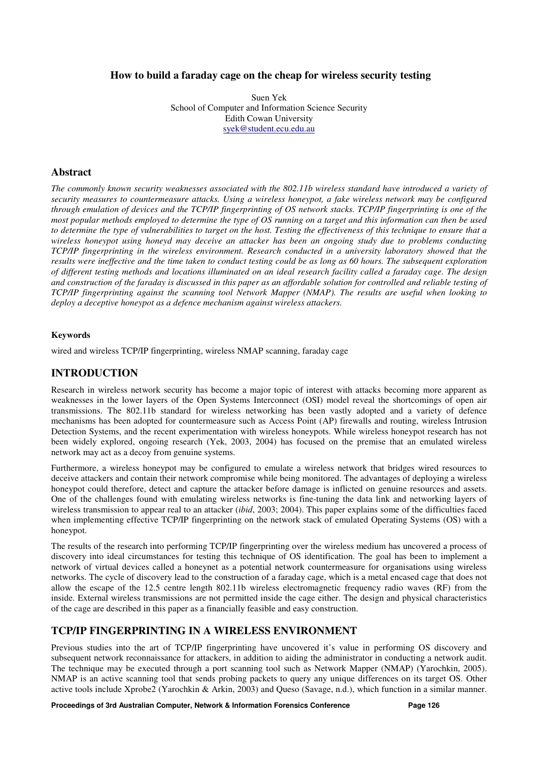# How to build a faraday cage on the cheap for wireless security testing

Suen Yek
School of Computer and Information Science Security
Edith Cowan University
syek@student.ecu.edu.au

## Abstract

*The commonly known security weaknesses associated with the 802.11b wireless standard have introduced a variety of security measures to countermeasure attacks. Using a wireless honeypot, a fake wireless network may be configured through emulation of devices and the TCP/IP fingerprinting of OS network stacks. TCP/IP fingerprinting is one of the most popular methods employed to determine the type of OS running on a target and this information can then be used to determine the type of vulnerabilities to target on the host. Testing the effectiveness of this technique to ensure that a wireless honeypot using honeyd may deceive an attacker has been an ongoing study due to problems conducting TCP/IP fingerprinting in the wireless environment. Research conducted in a university laboratory showed that the results were ineffective and the time taken to conduct testing could be as long as 60 hours. The subsequent exploration of different testing methods and locations illuminated on an ideal research facility called a faraday cage. The design and construction of the faraday is discussed in this paper as an affordable solution for controlled and reliable testing of TCP/IP fingerprinting against the scanning tool Network Mapper (NMAP). The results are useful when looking to deploy a deceptive honeypot as a defence mechanism against wireless attackers.*

#### Keywords

wired and wireless TCP/IP fingerprinting, wireless NMAP scanning, faraday cage

## INTRODUCTION

Research in wireless network security has become a major topic of interest with attacks becoming more apparent as weaknesses in the lower layers of the Open Systems Interconnect (OSI) model reveal the shortcomings of open air transmissions. The 802.11b standard for wireless networking has been vastly adopted and a variety of defence mechanisms has been adopted for countermeasure such as Access Point (AP) firewalls and routing, wireless Intrusion Detection Systems, and the recent experimentation with wireless honeypots. While wireless honeypot research has not been widely explored, ongoing research (Yek, 2003, 2004) has focused on the premise that an emulated wireless network may act as a decoy from genuine systems.

Furthermore, a wireless honeypot may be configured to emulate a wireless network that bridges wired resources to deceive attackers and contain their network compromise while being monitored. The advantages of deploying a wireless honeypot could therefore, detect and capture the attacker before damage is inflicted on genuine resources and assets. One of the challenges found with emulating wireless networks is fine-tuning the data link and networking layers of wireless transmission to appear real to an attacker (*ibid*, 2003; 2004). This paper explains some of the difficulties faced when implementing effective TCP/IP fingerprinting on the network stack of emulated Operating Systems (OS) with a honeypot.

The results of the research into performing TCP/IP fingerprinting over the wireless medium has uncovered a process of discovery into ideal circumstances for testing this technique of OS identification. The goal has been to implement a network of virtual devices called a honeynet as a potential network countermeasure for organisations using wireless networks. The cycle of discovery lead to the construction of a faraday cage, which is a metal encased cage that does not allow the escape of the 12.5 centre length 802.11b wireless electromagnetic frequency radio waves (RF) from the inside. External wireless transmissions are not permitted inside the cage either. The design and physical characteristics of the cage are described in this paper as a financially feasible and easy construction.

## TCP/IP FINGERPRINTING IN A WIRELESS ENVIRONMENT

Previous studies into the art of TCP/IP fingerprinting have uncovered it's value in performing OS discovery and subsequent network reconnaissance for attackers, in addition to aiding the administrator in conducting a network audit. The technique may be executed through a port scanning tool such as Network Mapper (NMAP) (Yarochkin, 2005). NMAP is an active scanning tool that sends probing packets to query any unique differences on its target OS. Other active tools include Xprobe2 (Yarochkin & Arkin, 2003) and Queso (Savage, n.d.), which function in a similar manner.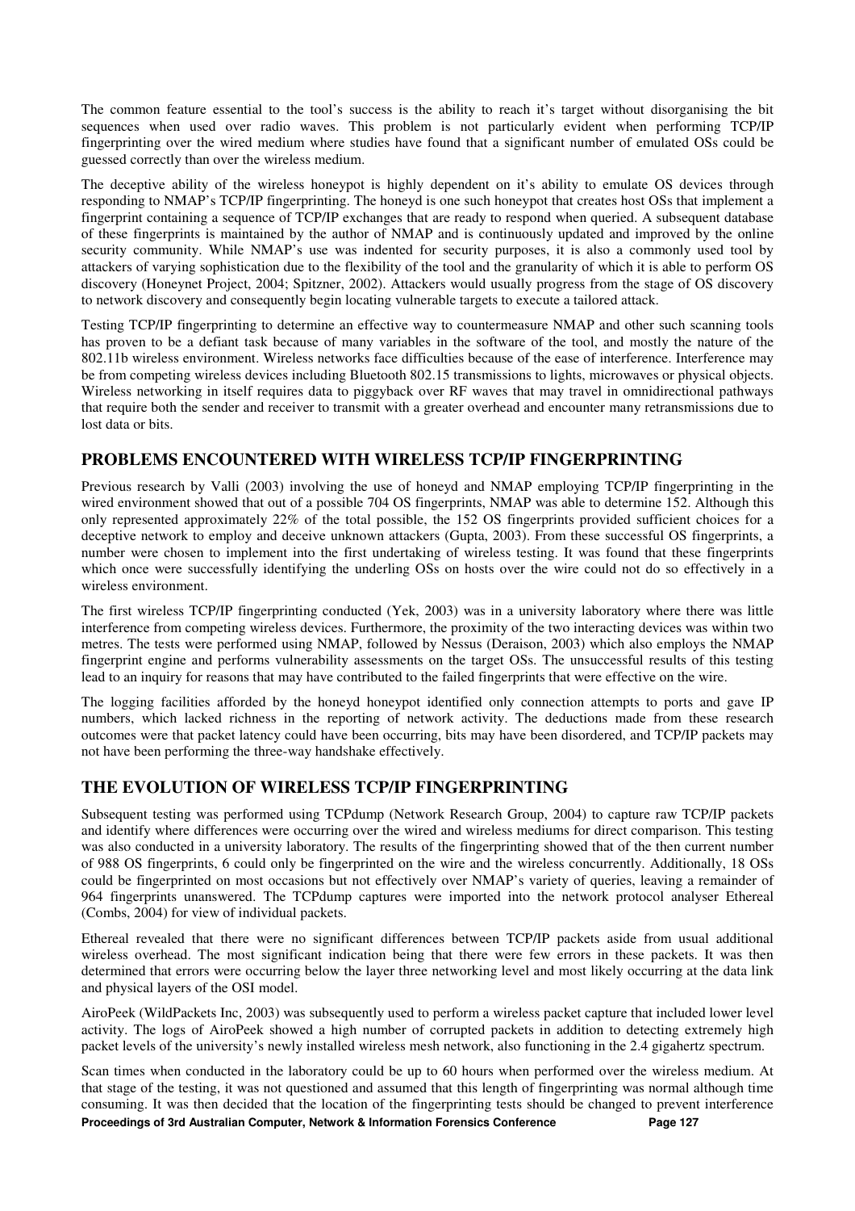The common feature essential to the tool's success is the ability to reach it's target without disorganising the bit sequences when used over radio waves. This problem is not particularly evident when performing TCP/IP fingerprinting over the wired medium where studies have found that a significant number of emulated OSs could be guessed correctly than over the wireless medium.

The deceptive ability of the wireless honeypot is highly dependent on it's ability to emulate OS devices through responding to NMAP's TCP/IP fingerprinting. The honeyd is one such honeypot that creates host OSs that implement a fingerprint containing a sequence of TCP/IP exchanges that are ready to respond when queried. A subsequent database of these fingerprints is maintained by the author of NMAP and is continuously updated and improved by the online security community. While NMAP's use was indented for security purposes, it is also a commonly used tool by attackers of varying sophistication due to the flexibility of the tool and the granularity of which it is able to perform OS discovery (Honeynet Project, 2004; Spitzner, 2002). Attackers would usually progress from the stage of OS discovery to network discovery and consequently begin locating vulnerable targets to execute a tailored attack.

Testing TCP/IP fingerprinting to determine an effective way to countermeasure NMAP and other such scanning tools has proven to be a defiant task because of many variables in the software of the tool, and mostly the nature of the 802.11b wireless environment. Wireless networks face difficulties because of the ease of interference. Interference may be from competing wireless devices including Bluetooth 802.15 transmissions to lights, microwaves or physical objects. Wireless networking in itself requires data to piggyback over RF waves that may travel in omnidirectional pathways that require both the sender and receiver to transmit with a greater overhead and encounter many retransmissions due to lost data or bits.

## PROBLEMS ENCOUNTERED WITH WIRELESS TCP/IP FINGERPRINTING

Previous research by Valli (2003) involving the use of honeyd and NMAP employing TCP/IP fingerprinting in the wired environment showed that out of a possible 704 OS fingerprints, NMAP was able to determine 152. Although this only represented approximately 22% of the total possible, the 152 OS fingerprints provided sufficient choices for a deceptive network to employ and deceive unknown attackers (Gupta, 2003). From these successful OS fingerprints, a number were chosen to implement into the first undertaking of wireless testing. It was found that these fingerprints which once were successfully identifying the underling OSs on hosts over the wire could not do so effectively in a wireless environment.

The first wireless TCP/IP fingerprinting conducted (Yek, 2003) was in a university laboratory where there was little interference from competing wireless devices. Furthermore, the proximity of the two interacting devices was within two metres. The tests were performed using NMAP, followed by Nessus (Deraison, 2003) which also employs the NMAP fingerprint engine and performs vulnerability assessments on the target OSs. The unsuccessful results of this testing lead to an inquiry for reasons that may have contributed to the failed fingerprints that were effective on the wire.

The logging facilities afforded by the honeyd honeypot identified only connection attempts to ports and gave IP numbers, which lacked richness in the reporting of network activity. The deductions made from these research outcomes were that packet latency could have been occurring, bits may have been disordered, and TCP/IP packets may not have been performing the three-way handshake effectively.

## THE EVOLUTION OF WIRELESS TCP/IP FINGERPRINTING

Subsequent testing was performed using TCPdump (Network Research Group, 2004) to capture raw TCP/IP packets and identify where differences were occurring over the wired and wireless mediums for direct comparison. This testing was also conducted in a university laboratory. The results of the fingerprinting showed that of the then current number of 988 OS fingerprints, 6 could only be fingerprinted on the wire and the wireless concurrently. Additionally, 18 OSs could be fingerprinted on most occasions but not effectively over NMAP's variety of queries, leaving a remainder of 964 fingerprints unanswered. The TCPdump captures were imported into the network protocol analyser Ethereal (Combs, 2004) for view of individual packets.

Ethereal revealed that there were no significant differences between TCP/IP packets aside from usual additional wireless overhead. The most significant indication being that there were few errors in these packets. It was then determined that errors were occurring below the layer three networking level and most likely occurring at the data link and physical layers of the OSI model.

AiroPeek (WildPackets Inc, 2003) was subsequently used to perform a wireless packet capture that included lower level activity. The logs of AiroPeek showed a high number of corrupted packets in addition to detecting extremely high packet levels of the university's newly installed wireless mesh network, also functioning in the 2.4 gigahertz spectrum.

Scan times when conducted in the laboratory could be up to 60 hours when performed over the wireless medium. At that stage of the testing, it was not questioned and assumed that this length of fingerprinting was normal although time consuming. It was then decided that the location of the fingerprinting tests should be changed to prevent interference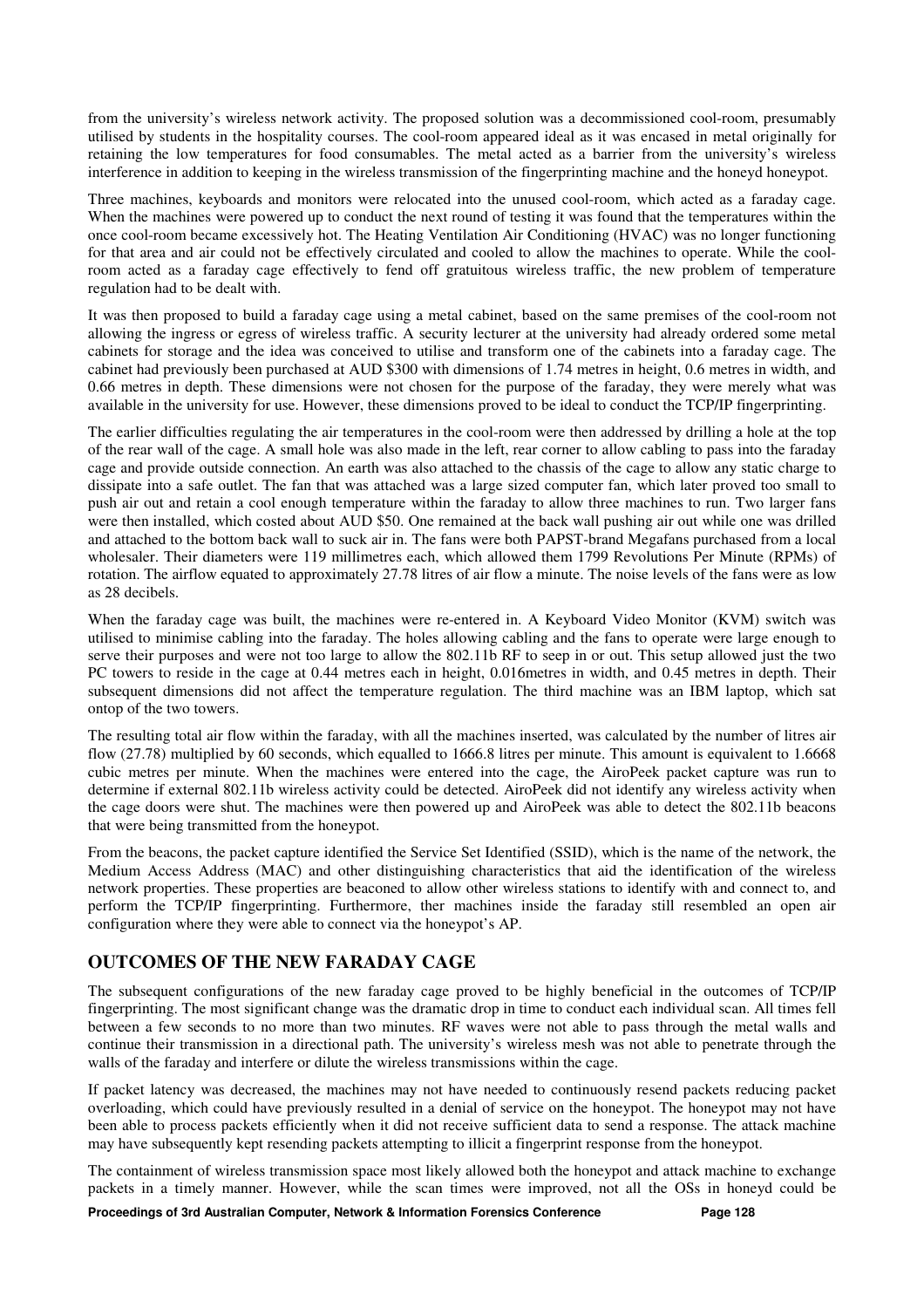from the university's wireless network activity. The proposed solution was a decommissioned cool-room, presumably utilised by students in the hospitality courses. The cool-room appeared ideal as it was encased in metal originally for retaining the low temperatures for food consumables. The metal acted as a barrier from the university's wireless interference in addition to keeping in the wireless transmission of the fingerprinting machine and the honeyd honeypot.

Three machines, keyboards and monitors were relocated into the unused cool-room, which acted as a faraday cage. When the machines were powered up to conduct the next round of testing it was found that the temperatures within the once cool-room became excessively hot. The Heating Ventilation Air Conditioning (HVAC) was no longer functioning for that area and air could not be effectively circulated and cooled to allow the machines to operate. While the cool-room acted as a faraday cage effectively to fend off gratuitous wireless traffic, the new problem of temperature regulation had to be dealt with.

It was then proposed to build a faraday cage using a metal cabinet, based on the same premises of the cool-room not allowing the ingress or egress of wireless traffic. A security lecturer at the university had already ordered some metal cabinets for storage and the idea was conceived to utilise and transform one of the cabinets into a faraday cage. The cabinet had previously been purchased at AUD $300 with dimensions of 1.74 metres in height, 0.6 metres in width, and 0.66 metres in depth. These dimensions were not chosen for the purpose of the faraday, they were merely what was available in the university for use. However, these dimensions proved to be ideal to conduct the TCP/IP fingerprinting.

The earlier difficulties regulating the air temperatures in the cool-room were then addressed by drilling a hole at the top of the rear wall of the cage. A small hole was also made in the left, rear corner to allow cabling to pass into the faraday cage and provide outside connection. An earth was also attached to the chassis of the cage to allow any static charge to dissipate into a safe outlet. The fan that was attached was a large sized computer fan, which later proved too small to push air out and retain a cool enough temperature within the faraday to allow three machines to run. Two larger fans were then installed, which costed about AUD $50. One remained at the back wall pushing air out while one was drilled and attached to the bottom back wall to suck air in. The fans were both PAPST-brand Megafans purchased from a local wholesaler. Their diameters were 119 millimetres each, which allowed them 1799 Revolutions Per Minute (RPMs) of rotation. The airflow equated to approximately 27.78 litres of air flow a minute. The noise levels of the fans were as low as 28 decibels.

When the faraday cage was built, the machines were re-entered in. A Keyboard Video Monitor (KVM) switch was utilised to minimise cabling into the faraday. The holes allowing cabling and the fans to operate were large enough to serve their purposes and were not too large to allow the 802.11b RF to seep in or out. This setup allowed just the two PC towers to reside in the cage at 0.44 metres each in height, 0.016metres in width, and 0.45 metres in depth. Their subsequent dimensions did not affect the temperature regulation. The third machine was an IBM laptop, which sat ontop of the two towers.

The resulting total air flow within the faraday, with all the machines inserted, was calculated by the number of litres air flow (27.78) multiplied by 60 seconds, which equalled to 1666.8 litres per minute. This amount is equivalent to 1.6668 cubic metres per minute. When the machines were entered into the cage, the AiroPeek packet capture was run to determine if external 802.11b wireless activity could be detected. AiroPeek did not identify any wireless activity when the cage doors were shut. The machines were then powered up and AiroPeek was able to detect the 802.11b beacons that were being transmitted from the honeypot.

From the beacons, the packet capture identified the Service Set Identified (SSID), which is the name of the network, the Medium Access Address (MAC) and other distinguishing characteristics that aid the identification of the wireless network properties. These properties are beaconed to allow other wireless stations to identify with and connect to, and perform the TCP/IP fingerprinting. Furthermore, ther machines inside the faraday still resembled an open air configuration where they were able to connect via the honeypot's AP.

## OUTCOMES OF THE NEW FARADAY CAGE

The subsequent configurations of the new faraday cage proved to be highly beneficial in the outcomes of TCP/IP fingerprinting. The most significant change was the dramatic drop in time to conduct each individual scan. All times fell between a few seconds to no more than two minutes. RF waves were not able to pass through the metal walls and continue their transmission in a directional path. The university's wireless mesh was not able to penetrate through the walls of the faraday and interfere or dilute the wireless transmissions within the cage.

If packet latency was decreased, the machines may not have needed to continuously resend packets reducing packet overloading, which could have previously resulted in a denial of service on the honeypot. The honeypot may not have been able to process packets efficiently when it did not receive sufficient data to send a response. The attack machine may have subsequently kept resending packets attempting to illicit a fingerprint response from the honeypot.

The containment of wireless transmission space most likely allowed both the honeypot and attack machine to exchange packets in a timely manner. However, while the scan times were improved, not all the OSs in honeyd could be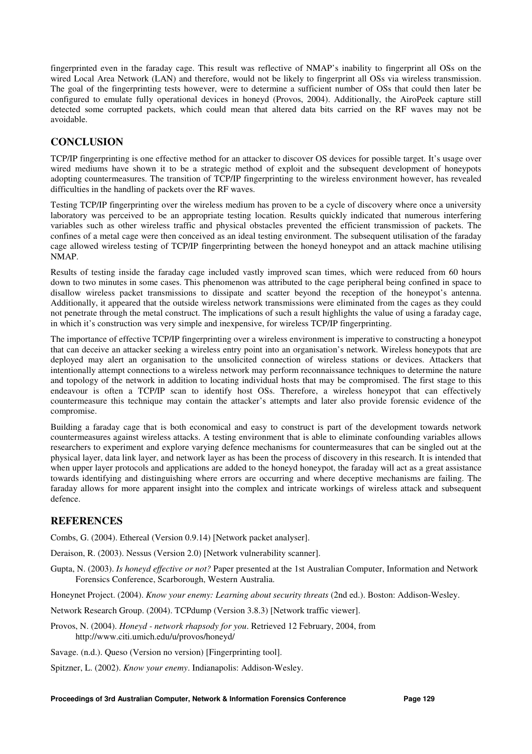fingerprinted even in the faraday cage. This result was reflective of NMAP's inability to fingerprint all OSs on the wired Local Area Network (LAN) and therefore, would not be likely to fingerprint all OSs via wireless transmission. The goal of the fingerprinting tests however, were to determine a sufficient number of OSs that could then later be configured to emulate fully operational devices in honeyd (Provos, 2004). Additionally, the AiroPeek capture still detected some corrupted packets, which could mean that altered data bits carried on the RF waves may not be avoidable.

## CONCLUSION

TCP/IP fingerprinting is one effective method for an attacker to discover OS devices for possible target. It's usage over wired mediums have shown it to be a strategic method of exploit and the subsequent development of honeypots adopting countermeasures. The transition of TCP/IP fingerprinting to the wireless environment however, has revealed difficulties in the handling of packets over the RF waves.

Testing TCP/IP fingerprinting over the wireless medium has proven to be a cycle of discovery where once a university laboratory was perceived to be an appropriate testing location. Results quickly indicated that numerous interfering variables such as other wireless traffic and physical obstacles prevented the efficient transmission of packets. The confines of a metal cage were then conceived as an ideal testing environment. The subsequent utilisation of the faraday cage allowed wireless testing of TCP/IP fingerprinting between the honeyd honeypot and an attack machine utilising NMAP.

Results of testing inside the faraday cage included vastly improved scan times, which were reduced from 60 hours down to two minutes in some cases. This phenomenon was attributed to the cage peripheral being confined in space to disallow wireless packet transmissions to dissipate and scatter beyond the reception of the honeypot's antenna. Additionally, it appeared that the outside wireless network transmissions were eliminated from the cages as they could not penetrate through the metal construct. The implications of such a result highlights the value of using a faraday cage, in which it's construction was very simple and inexpensive, for wireless TCP/IP fingerprinting.

The importance of effective TCP/IP fingerprinting over a wireless environment is imperative to constructing a honeypot that can deceive an attacker seeking a wireless entry point into an organisation's network. Wireless honeypots that are deployed may alert an organisation to the unsolicited connection of wireless stations or devices. Attackers that intentionally attempt connections to a wireless network may perform reconnaissance techniques to determine the nature and topology of the network in addition to locating individual hosts that may be compromised. The first stage to this endeavour is often a TCP/IP scan to identify host OSs. Therefore, a wireless honeypot that can effectively countermeasure this technique may contain the attacker's attempts and later also provide forensic evidence of the compromise.

Building a faraday cage that is both economical and easy to construct is part of the development towards network countermeasures against wireless attacks. A testing environment that is able to eliminate confounding variables allows researchers to experiment and explore varying defence mechanisms for countermeasures that can be singled out at the physical layer, data link layer, and network layer as has been the process of discovery in this research. It is intended that when upper layer protocols and applications are added to the honeyd honeypot, the faraday will act as a great assistance towards identifying and distinguishing where errors are occurring and where deceptive mechanisms are failing. The faraday allows for more apparent insight into the complex and intricate workings of wireless attack and subsequent defence.

## REFERENCES

Combs, G. (2004). Ethereal (Version 0.9.14) [Network packet analyser].

Deraison, R. (2003). Nessus (Version 2.0) [Network vulnerability scanner].

Gupta, N. (2003). *Is honeyd effective or not?* Paper presented at the 1st Australian Computer, Information and Network Forensics Conference, Scarborough, Western Australia.

Honeynet Project. (2004). *Know your enemy: Learning about security threats* (2nd ed.). Boston: Addison-Wesley.

Network Research Group. (2004). TCPdump (Version 3.8.3) [Network traffic viewer].

Provos, N. (2004). *Honeyd - network rhapsody for you*. Retrieved 12 February, 2004, from http://www.citi.umich.edu/u/provos/honeyd/

Savage. (n.d.). Queso (Version no version) [Fingerprinting tool].

Spitzner, L. (2002). *Know your enemy*. Indianapolis: Addison-Wesley.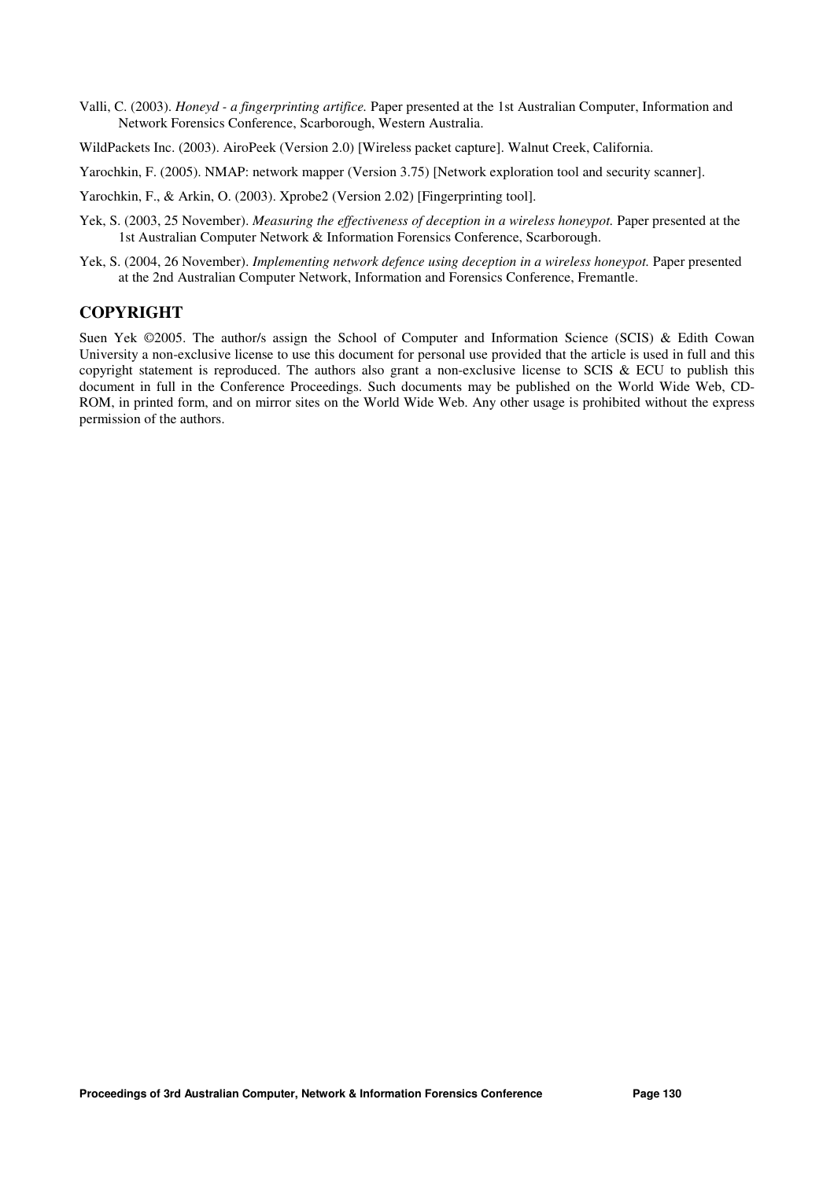Valli, C. (2003). *Honeyd - a fingerprinting artifice.* Paper presented at the 1st Australian Computer, Information and Network Forensics Conference, Scarborough, Western Australia.

WildPackets Inc. (2003). AiroPeek (Version 2.0) [Wireless packet capture]. Walnut Creek, California.

Yarochkin, F. (2005). NMAP: network mapper (Version 3.75) [Network exploration tool and security scanner].

Yarochkin, F., & Arkin, O. (2003). Xprobe2 (Version 2.02) [Fingerprinting tool].

Yek, S. (2003, 25 November). *Measuring the effectiveness of deception in a wireless honeypot.* Paper presented at the 1st Australian Computer Network & Information Forensics Conference, Scarborough.

Yek, S. (2004, 26 November). *Implementing network defence using deception in a wireless honeypot.* Paper presented at the 2nd Australian Computer Network, Information and Forensics Conference, Fremantle.

## COPYRIGHT

Suen Yek ©2005. The author/s assign the School of Computer and Information Science (SCIS) & Edith Cowan University a non-exclusive license to use this document for personal use provided that the article is used in full and this copyright statement is reproduced. The authors also grant a non-exclusive license to SCIS & ECU to publish this document in full in the Conference Proceedings. Such documents may be published on the World Wide Web, CD-ROM, in printed form, and on mirror sites on the World Wide Web. Any other usage is prohibited without the express permission of the authors.